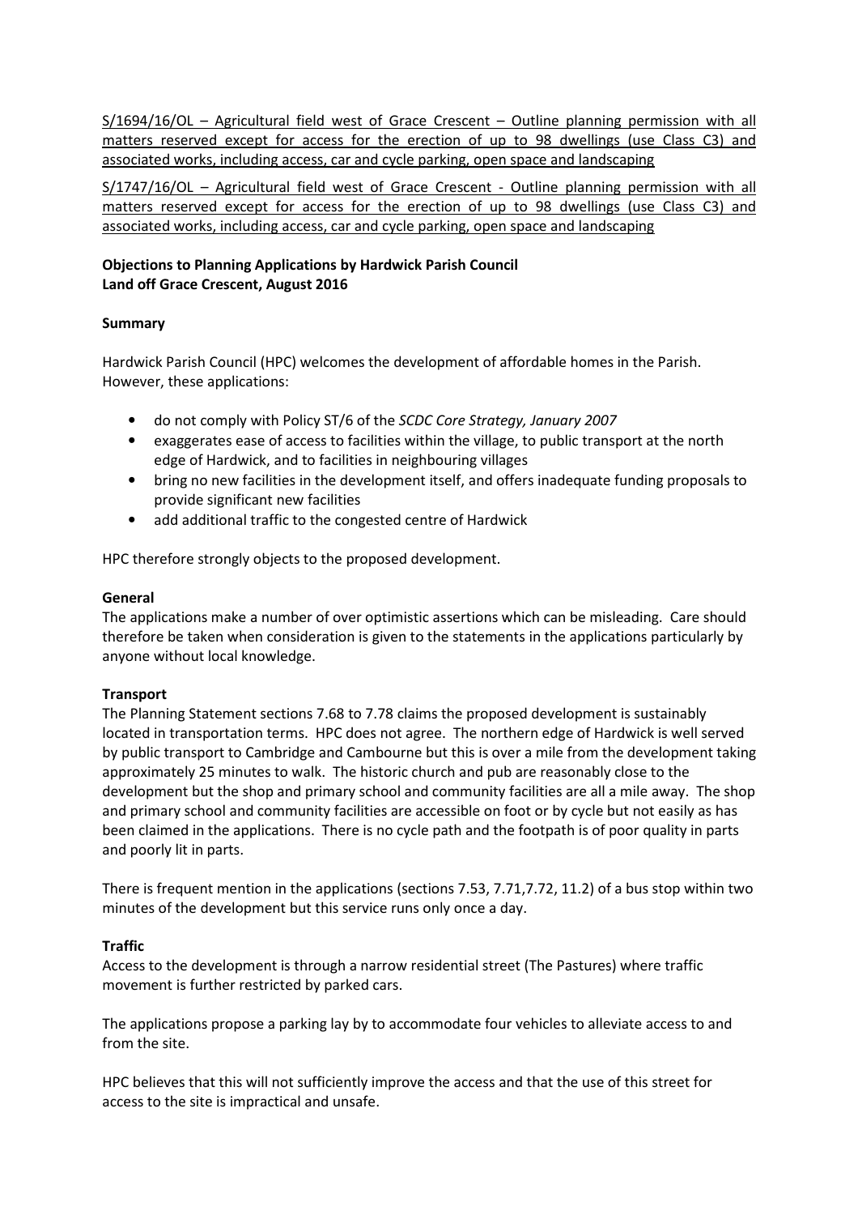<u>S/1694/16/OL – Agricultural field west of Grace Crescent – Outline planning permission with all matters reserved except for access for the erection of up to 98 dwellings (use Class C3) and associated works, including access, car and cycle parking, open space and landscaping</u>

<u>S/1747/16/OL – Agricultural field west of Grace Crescent - Outline planning permission with all matters reserved except for access for the erection of up to 98 dwellings (use Class C3) and associated works, including access, car and cycle parking, open space and landscaping</u>

**Objections to Planning Applications by Hardwick Parish Council**
**Land off Grace Crescent, August 2016**

**Summary**

Hardwick Parish Council (HPC) welcomes the development of affordable homes in the Parish. However, these applications:

- do not comply with Policy ST/6 of the *SCDC Core Strategy, January 2007*
- exaggerates ease of access to facilities within the village, to public transport at the north edge of Hardwick, and to facilities in neighbouring villages
- bring no new facilities in the development itself, and offers inadequate funding proposals to provide significant new facilities
- add additional traffic to the congested centre of Hardwick

HPC therefore strongly objects to the proposed development.

**General**

The applications make a number of over optimistic assertions which can be misleading. Care should therefore be taken when consideration is given to the statements in the applications particularly by anyone without local knowledge.

**Transport**

The Planning Statement sections 7.68 to 7.78 claims the proposed development is sustainably located in transportation terms. HPC does not agree. The northern edge of Hardwick is well served by public transport to Cambridge and Cambourne but this is over a mile from the development taking approximately 25 minutes to walk. The historic church and pub are reasonably close to the development but the shop and primary school and community facilities are all a mile away. The shop and primary school and community facilities are accessible on foot or by cycle but not easily as has been claimed in the applications. There is no cycle path and the footpath is of poor quality in parts and poorly lit in parts.

There is frequent mention in the applications (sections 7.53, 7.71,7.72, 11.2) of a bus stop within two minutes of the development but this service runs only once a day.

**Traffic**

Access to the development is through a narrow residential street (The Pastures) where traffic movement is further restricted by parked cars.

The applications propose a parking lay by to accommodate four vehicles to alleviate access to and from the site.

HPC believes that this will not sufficiently improve the access and that the use of this street for access to the site is impractical and unsafe.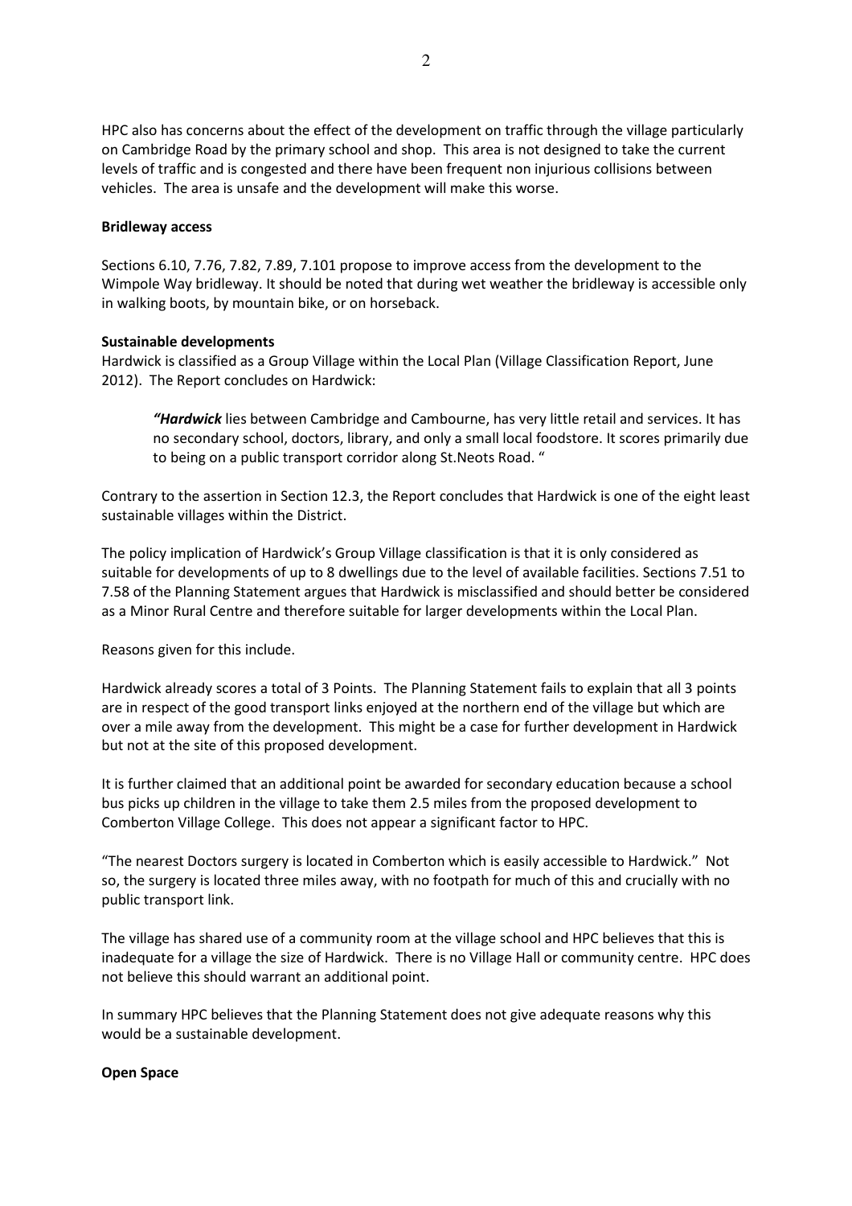HPC also has concerns about the effect of the development on traffic through the village particularly on Cambridge Road by the primary school and shop. This area is not designed to take the current levels of traffic and is congested and there have been frequent non injurious collisions between vehicles. The area is unsafe and the development will make this worse.

**Bridleway access**

Sections 6.10, 7.76, 7.82, 7.89, 7.101 propose to improve access from the development to the Wimpole Way bridleway. It should be noted that during wet weather the bridleway is accessible only in walking boots, by mountain bike, or on horseback.

**Sustainable developments**

Hardwick is classified as a Group Village within the Local Plan (Village Classification Report, June 2012). The Report concludes on Hardwick:

> ***"Hardwick*** lies between Cambridge and Cambourne, has very little retail and services. It has no secondary school, doctors, library, and only a small local foodstore. It scores primarily due to being on a public transport corridor along St.Neots Road. "

Contrary to the assertion in Section 12.3, the Report concludes that Hardwick is one of the eight least sustainable villages within the District.

The policy implication of Hardwick's Group Village classification is that it is only considered as suitable for developments of up to 8 dwellings due to the level of available facilities. Sections 7.51 to 7.58 of the Planning Statement argues that Hardwick is misclassified and should better be considered as a Minor Rural Centre and therefore suitable for larger developments within the Local Plan.

Reasons given for this include.

Hardwick already scores a total of 3 Points. The Planning Statement fails to explain that all 3 points are in respect of the good transport links enjoyed at the northern end of the village but which are over a mile away from the development. This might be a case for further development in Hardwick but not at the site of this proposed development.

It is further claimed that an additional point be awarded for secondary education because a school bus picks up children in the village to take them 2.5 miles from the proposed development to Comberton Village College. This does not appear a significant factor to HPC.

"The nearest Doctors surgery is located in Comberton which is easily accessible to Hardwick." Not so, the surgery is located three miles away, with no footpath for much of this and crucially with no public transport link.

The village has shared use of a community room at the village school and HPC believes that this is inadequate for a village the size of Hardwick. There is no Village Hall or community centre. HPC does not believe this should warrant an additional point.

In summary HPC believes that the Planning Statement does not give adequate reasons why this would be a sustainable development.

**Open Space**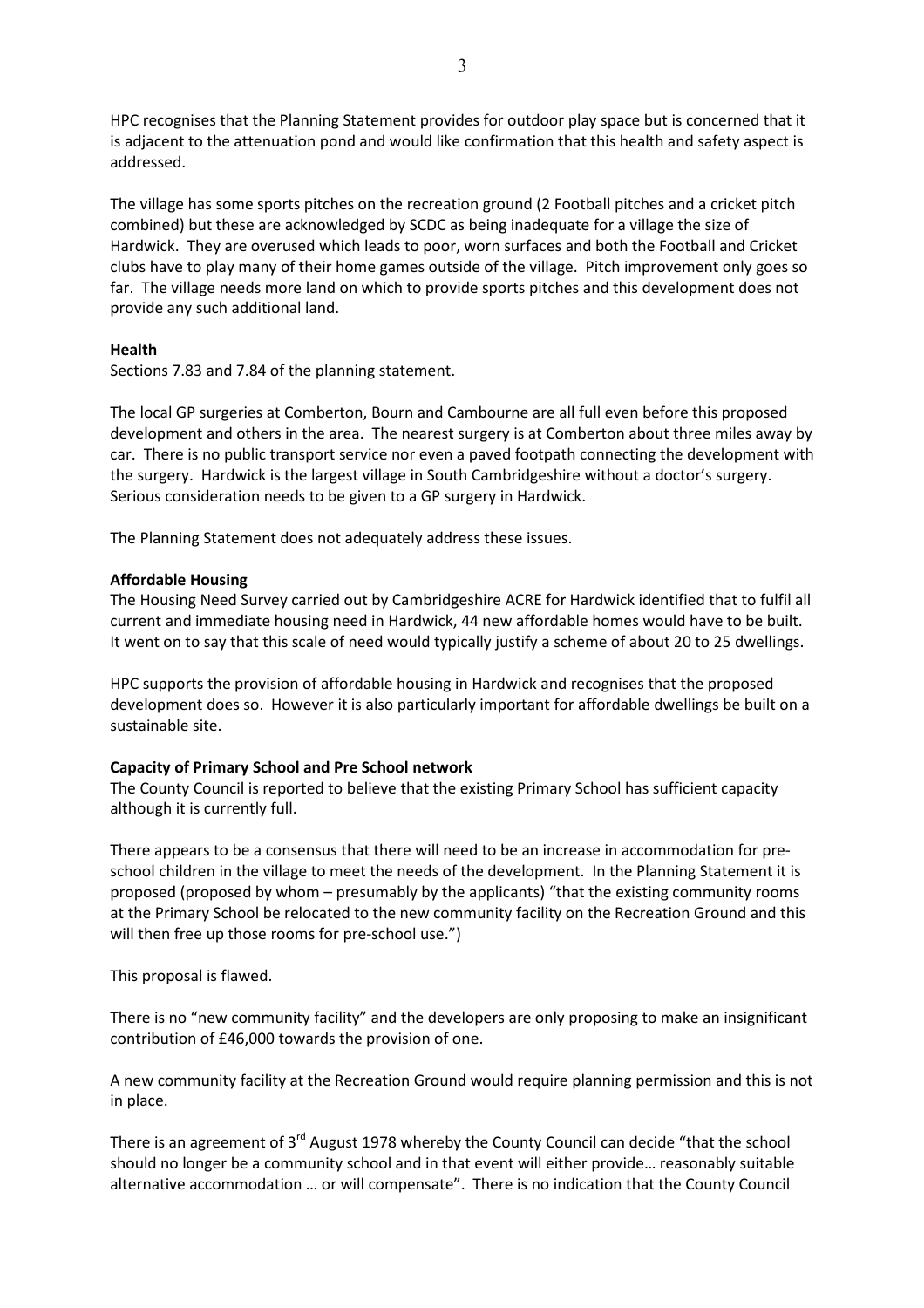HPC recognises that the Planning Statement provides for outdoor play space but is concerned that it is adjacent to the attenuation pond and would like confirmation that this health and safety aspect is addressed.

The village has some sports pitches on the recreation ground (2 Football pitches and a cricket pitch combined) but these are acknowledged by SCDC as being inadequate for a village the size of Hardwick. They are overused which leads to poor, worn surfaces and both the Football and Cricket clubs have to play many of their home games outside of the village. Pitch improvement only goes so far. The village needs more land on which to provide sports pitches and this development does not provide any such additional land.

**Health**

Sections 7.83 and 7.84 of the planning statement.

The local GP surgeries at Comberton, Bourn and Cambourne are all full even before this proposed development and others in the area. The nearest surgery is at Comberton about three miles away by car. There is no public transport service nor even a paved footpath connecting the development with the surgery. Hardwick is the largest village in South Cambridgeshire without a doctor's surgery. Serious consideration needs to be given to a GP surgery in Hardwick.

The Planning Statement does not adequately address these issues.

**Affordable Housing**

The Housing Need Survey carried out by Cambridgeshire ACRE for Hardwick identified that to fulfil all current and immediate housing need in Hardwick, 44 new affordable homes would have to be built. It went on to say that this scale of need would typically justify a scheme of about 20 to 25 dwellings.

HPC supports the provision of affordable housing in Hardwick and recognises that the proposed development does so. However it is also particularly important for affordable dwellings be built on a sustainable site.

**Capacity of Primary School and Pre School network**

The County Council is reported to believe that the existing Primary School has sufficient capacity although it is currently full.

There appears to be a consensus that there will need to be an increase in accommodation for pre-school children in the village to meet the needs of the development. In the Planning Statement it is proposed (proposed by whom – presumably by the applicants) "that the existing community rooms at the Primary School be relocated to the new community facility on the Recreation Ground and this will then free up those rooms for pre-school use.")

This proposal is flawed.

There is no "new community facility" and the developers are only proposing to make an insignificant contribution of £46,000 towards the provision of one.

A new community facility at the Recreation Ground would require planning permission and this is not in place.

There is an agreement of 3rd August 1978 whereby the County Council can decide "that the school should no longer be a community school and in that event will either provide… reasonably suitable alternative accommodation … or will compensate". There is no indication that the County Council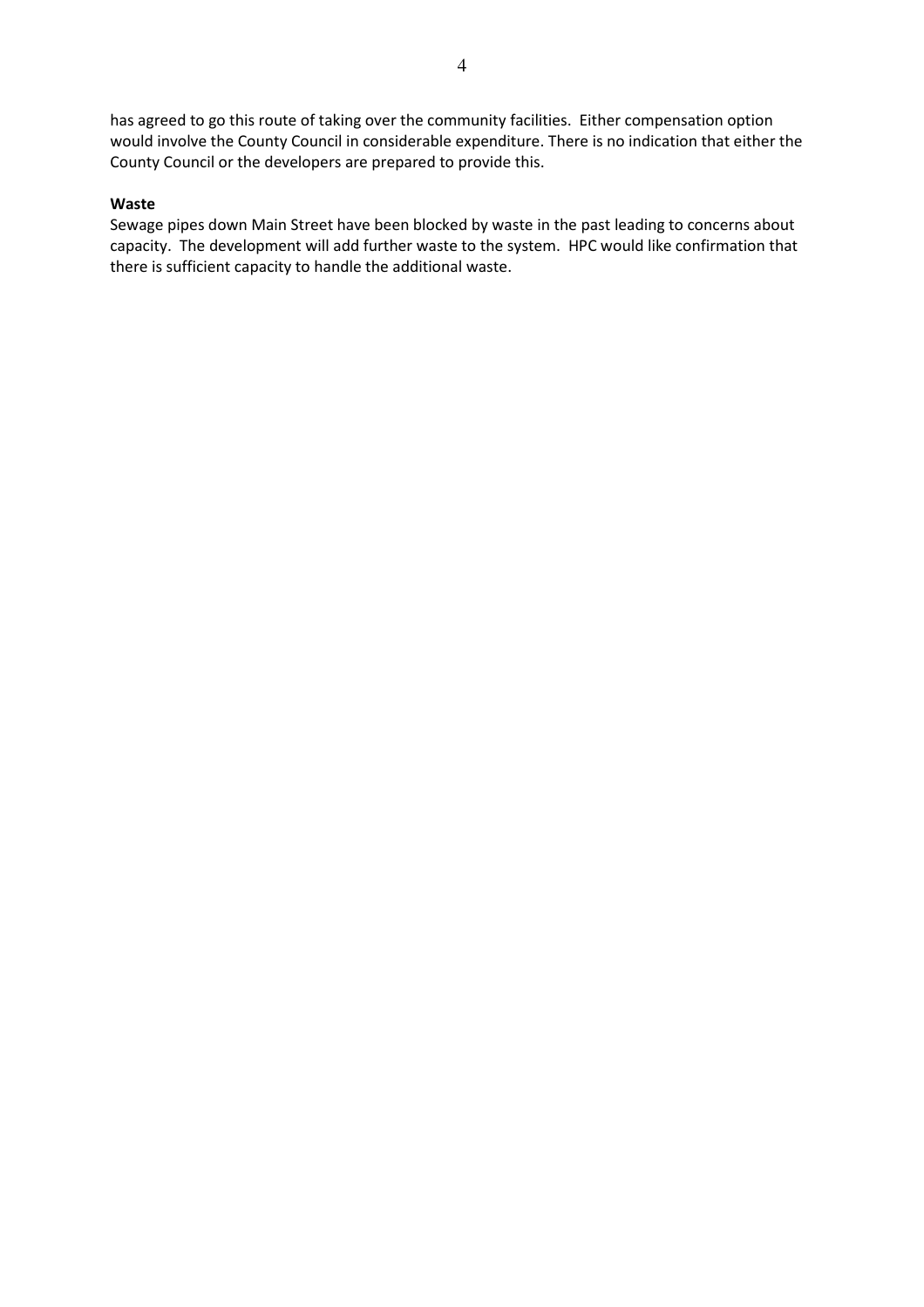has agreed to go this route of taking over the community facilities.  Either compensation option would involve the County Council in considerable expenditure. There is no indication that either the County Council or the developers are prepared to provide this.

**Waste**

Sewage pipes down Main Street have been blocked by waste in the past leading to concerns about capacity.  The development will add further waste to the system.  HPC would like confirmation that there is sufficient capacity to handle the additional waste.